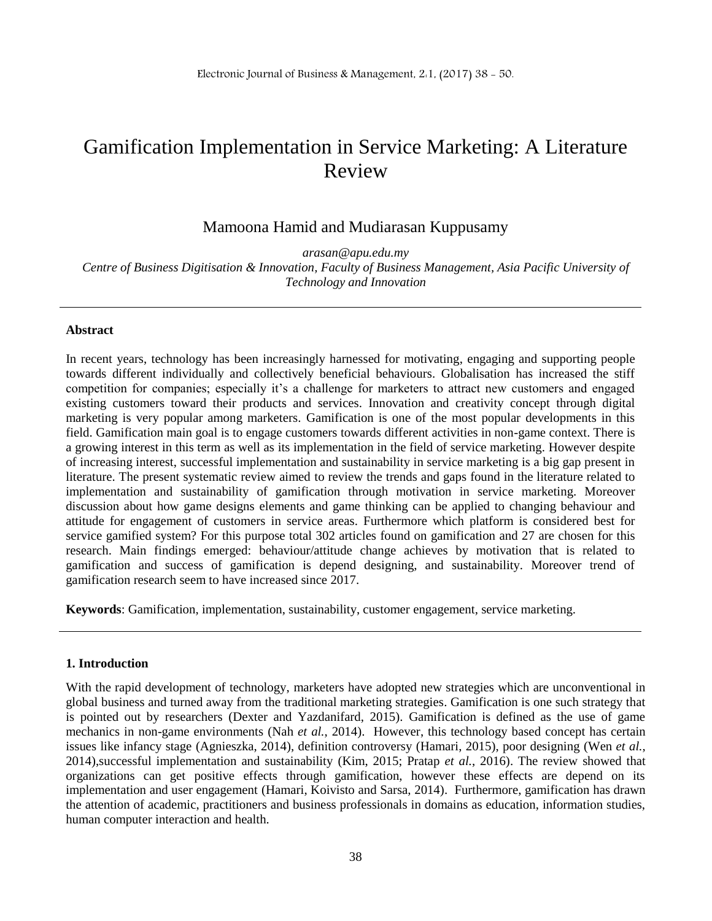# Gamification Implementation in Service Marketing: A Literature Review

Mamoona Hamid and Mudiarasan Kuppusamy

*arasan@apu.edu.my*

*Centre of Business Digitisation & Innovation, Faculty of Business Management, Asia Pacific University of Technology and Innovation*

---

**Abstract**

In recent years, technology has been increasingly harnessed for motivating, engaging and supporting people towards different individually and collectively beneficial behaviours. Globalisation has increased the stiff competition for companies; especially it's a challenge for marketers to attract new customers and engaged existing customers toward their products and services. Innovation and creativity concept through digital marketing is very popular among marketers. Gamification is one of the most popular developments in this field. Gamification main goal is to engage customers towards different activities in non-game context. There is a growing interest in this term as well as its implementation in the field of service marketing. However despite of increasing interest, successful implementation and sustainability in service marketing is a big gap present in literature. The present systematic review aimed to review the trends and gaps found in the literature related to implementation and sustainability of gamification through motivation in service marketing. Moreover discussion about how game designs elements and game thinking can be applied to changing behaviour and attitude for engagement of customers in service areas. Furthermore which platform is considered best for service gamified system? For this purpose total 302 articles found on gamification and 27 are chosen for this research. Main findings emerged: behaviour/attitude change achieves by motivation that is related to gamification and success of gamification is depend designing, and sustainability. Moreover trend of gamification research seem to have increased since 2017.

**Keywords**: Gamification, implementation, sustainability, customer engagement, service marketing.

---

## 1. Introduction

With the rapid development of technology, marketers have adopted new strategies which are unconventional in global business and turned away from the traditional marketing strategies. Gamification is one such strategy that is pointed out by researchers (Dexter and Yazdanifard, 2015). Gamification is defined as the use of game mechanics in non-game environments (Nah *et al.*, 2014). However, this technology based concept has certain issues like infancy stage (Agnieszka, 2014), definition controversy (Hamari, 2015), poor designing (Wen *et al.*, 2014),successful implementation and sustainability (Kim, 2015; Pratap *et al.*, 2016). The review showed that organizations can get positive effects through gamification, however these effects are depend on its implementation and user engagement (Hamari, Koivisto and Sarsa, 2014). Furthermore, gamification has drawn the attention of academic, practitioners and business professionals in domains as education, information studies, human computer interaction and health.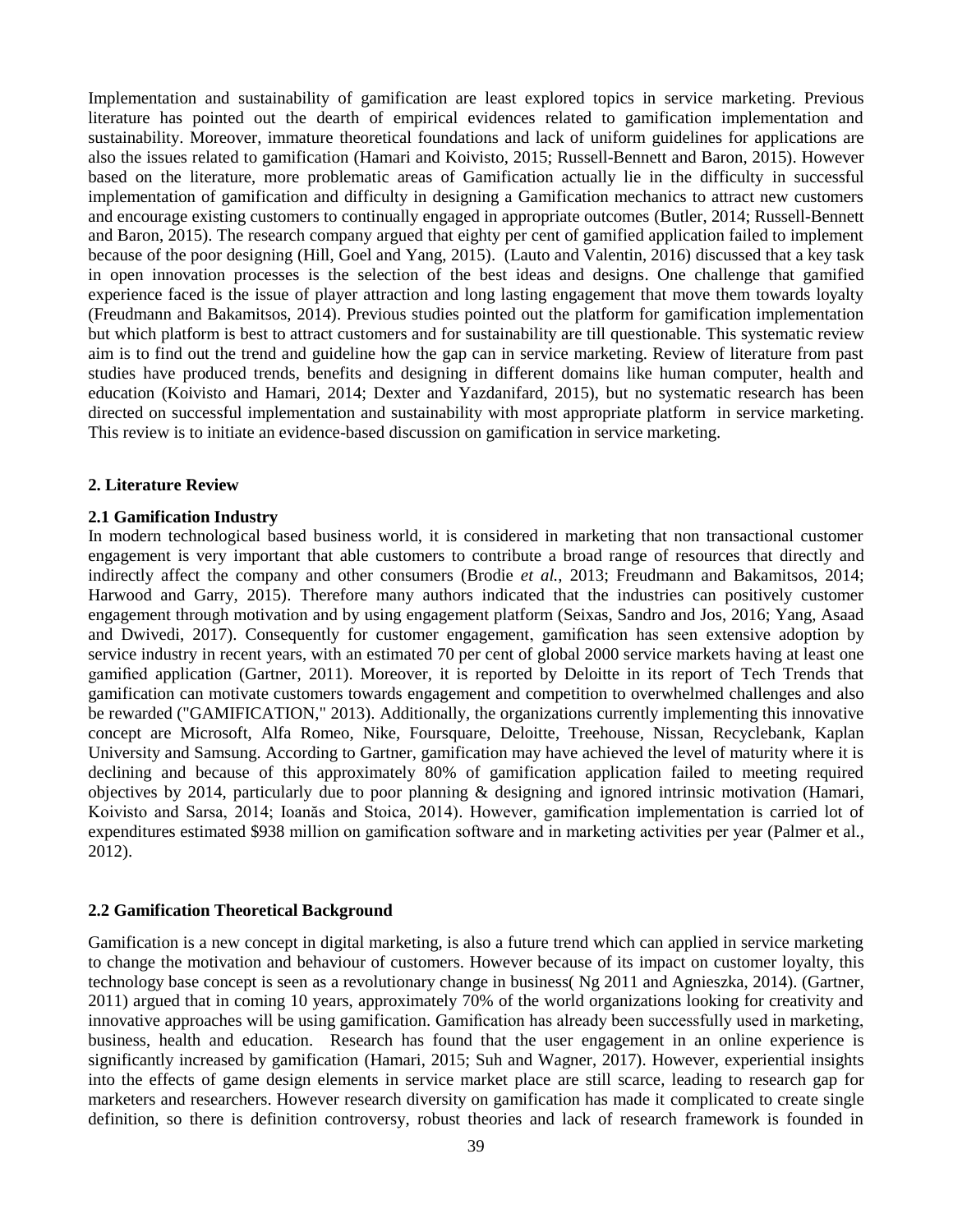Implementation and sustainability of gamification are least explored topics in service marketing. Previous literature has pointed out the dearth of empirical evidences related to gamification implementation and sustainability. Moreover, immature theoretical foundations and lack of uniform guidelines for applications are also the issues related to gamification (Hamari and Koivisto, 2015; Russell-Bennett and Baron, 2015). However based on the literature, more problematic areas of Gamification actually lie in the difficulty in successful implementation of gamification and difficulty in designing a Gamification mechanics to attract new customers and encourage existing customers to continually engaged in appropriate outcomes (Butler, 2014; Russell-Bennett and Baron, 2015). The research company argued that eighty per cent of gamified application failed to implement because of the poor designing (Hill, Goel and Yang, 2015). (Lauto and Valentin, 2016) discussed that a key task in open innovation processes is the selection of the best ideas and designs. One challenge that gamified experience faced is the issue of player attraction and long lasting engagement that move them towards loyalty (Freudmann and Bakamitsos, 2014). Previous studies pointed out the platform for gamification implementation but which platform is best to attract customers and for sustainability are till questionable. This systematic review aim is to find out the trend and guideline how the gap can in service marketing. Review of literature from past studies have produced trends, benefits and designing in different domains like human computer, health and education (Koivisto and Hamari, 2014; Dexter and Yazdanifard, 2015), but no systematic research has been directed on successful implementation and sustainability with most appropriate platform in service marketing. This review is to initiate an evidence-based discussion on gamification in service marketing.

## 2. Literature Review

### 2.1 Gamification Industry

In modern technological based business world, it is considered in marketing that non transactional customer engagement is very important that able customers to contribute a broad range of resources that directly and indirectly affect the company and other consumers (Brodie *et al.*, 2013; Freudmann and Bakamitsos, 2014; Harwood and Garry, 2015). Therefore many authors indicated that the industries can positively customer engagement through motivation and by using engagement platform (Seixas, Sandro and Jos, 2016; Yang, Asaad and Dwivedi, 2017). Consequently for customer engagement, gamification has seen extensive adoption by service industry in recent years, with an estimated 70 per cent of global 2000 service markets having at least one gamified application (Gartner, 2011). Moreover, it is reported by Deloitte in its report of Tech Trends that gamification can motivate customers towards engagement and competition to overwhelmed challenges and also be rewarded ("GAMIFICATION," 2013). Additionally, the organizations currently implementing this innovative concept are Microsoft, Alfa Romeo, Nike, Foursquare, Deloitte, Treehouse, Nissan, Recyclebank, Kaplan University and Samsung. According to Gartner, gamification may have achieved the level of maturity where it is declining and because of this approximately 80% of gamification application failed to meeting required objectives by 2014, particularly due to poor planning & designing and ignored intrinsic motivation (Hamari, Koivisto and Sarsa, 2014; Ioanăs and Stoica, 2014). However, gamification implementation is carried lot of expenditures estimated $938 million on gamification software and in marketing activities per year (Palmer et al., 2012).

### 2.2 Gamification Theoretical Background

Gamification is a new concept in digital marketing, is also a future trend which can applied in service marketing to change the motivation and behaviour of customers. However because of its impact on customer loyalty, this technology base concept is seen as a revolutionary change in business( Ng 2011 and Agnieszka, 2014). (Gartner, 2011) argued that in coming 10 years, approximately 70% of the world organizations looking for creativity and innovative approaches will be using gamification. Gamification has already been successfully used in marketing, business, health and education. Research has found that the user engagement in an online experience is significantly increased by gamification (Hamari, 2015; Suh and Wagner, 2017). However, experiential insights into the effects of game design elements in service market place are still scarce, leading to research gap for marketers and researchers. However research diversity on gamification has made it complicated to create single definition, so there is definition controversy, robust theories and lack of research framework is founded in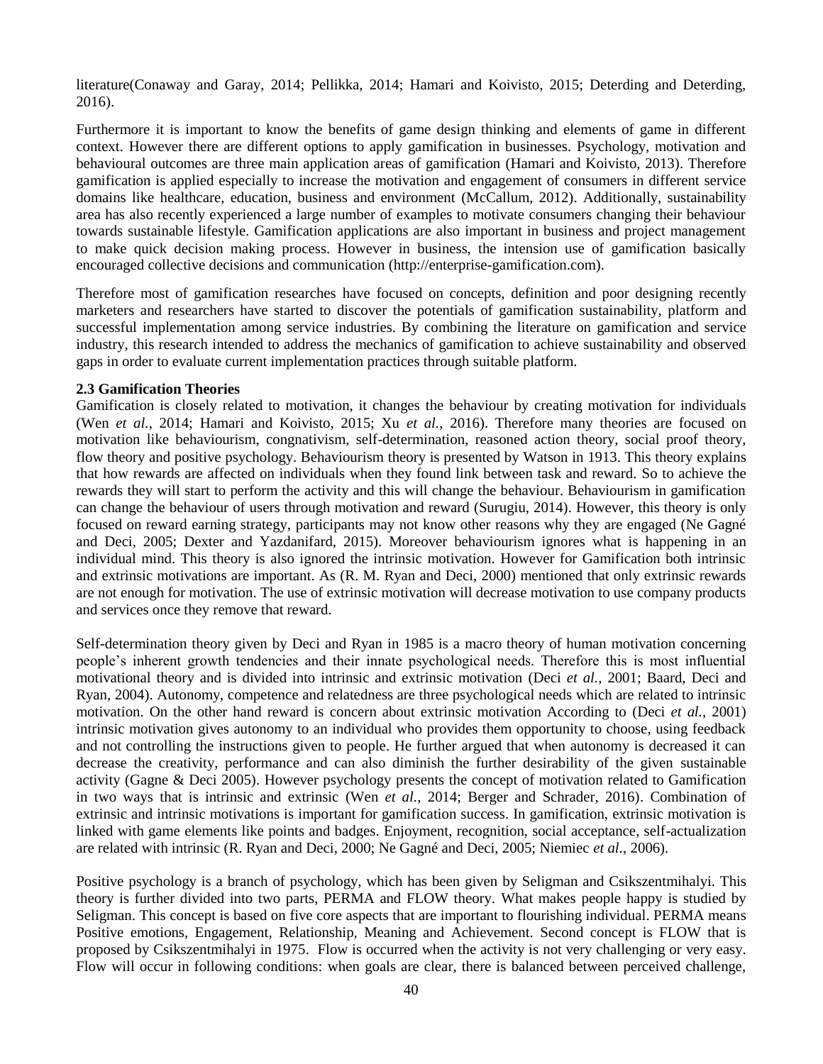literature(Conaway and Garay, 2014; Pellikka, 2014; Hamari and Koivisto, 2015; Deterding and Deterding, 2016).

Furthermore it is important to know the benefits of game design thinking and elements of game in different context. However there are different options to apply gamification in businesses. Psychology, motivation and behavioural outcomes are three main application areas of gamification (Hamari and Koivisto, 2013). Therefore gamification is applied especially to increase the motivation and engagement of consumers in different service domains like healthcare, education, business and environment (McCallum, 2012). Additionally, sustainability area has also recently experienced a large number of examples to motivate consumers changing their behaviour towards sustainable lifestyle. Gamification applications are also important in business and project management to make quick decision making process. However in business, the intension use of gamification basically encouraged collective decisions and communication (http://enterprise-gamification.com).

Therefore most of gamification researches have focused on concepts, definition and poor designing recently marketers and researchers have started to discover the potentials of gamification sustainability, platform and successful implementation among service industries. By combining the literature on gamification and service industry, this research intended to address the mechanics of gamification to achieve sustainability and observed gaps in order to evaluate current implementation practices through suitable platform.

### 2.3 Gamification Theories

Gamification is closely related to motivation, it changes the behaviour by creating motivation for individuals (Wen *et al.*, 2014; Hamari and Koivisto, 2015; Xu *et al.*, 2016). Therefore many theories are focused on motivation like behaviourism, congnativism, self-determination, reasoned action theory, social proof theory, flow theory and positive psychology. Behaviourism theory is presented by Watson in 1913. This theory explains that how rewards are affected on individuals when they found link between task and reward. So to achieve the rewards they will start to perform the activity and this will change the behaviour. Behaviourism in gamification can change the behaviour of users through motivation and reward (Surugiu, 2014). However, this theory is only focused on reward earning strategy, participants may not know other reasons why they are engaged (Ne Gagné and Deci, 2005; Dexter and Yazdanifard, 2015). Moreover behaviourism ignores what is happening in an individual mind. This theory is also ignored the intrinsic motivation. However for Gamification both intrinsic and extrinsic motivations are important. As (R. M. Ryan and Deci, 2000) mentioned that only extrinsic rewards are not enough for motivation. The use of extrinsic motivation will decrease motivation to use company products and services once they remove that reward.

Self-determination theory given by Deci and Ryan in 1985 is a macro theory of human motivation concerning people's inherent growth tendencies and their innate psychological needs. Therefore this is most influential motivational theory and is divided into intrinsic and extrinsic motivation (Deci *et al.*, 2001; Baard, Deci and Ryan, 2004). Autonomy, competence and relatedness are three psychological needs which are related to intrinsic motivation. On the other hand reward is concern about extrinsic motivation According to (Deci *et al.*, 2001) intrinsic motivation gives autonomy to an individual who provides them opportunity to choose, using feedback and not controlling the instructions given to people. He further argued that when autonomy is decreased it can decrease the creativity, performance and can also diminish the further desirability of the given sustainable activity (Gagne & Deci 2005). However psychology presents the concept of motivation related to Gamification in two ways that is intrinsic and extrinsic (Wen *et al.*, 2014; Berger and Schrader, 2016). Combination of extrinsic and intrinsic motivations is important for gamification success. In gamification, extrinsic motivation is linked with game elements like points and badges. Enjoyment, recognition, social acceptance, self-actualization are related with intrinsic (R. Ryan and Deci, 2000; Ne Gagné and Deci, 2005; Niemiec *et al.*, 2006).

Positive psychology is a branch of psychology, which has been given by Seligman and Csikszentmihalyi. This theory is further divided into two parts, PERMA and FLOW theory. What makes people happy is studied by Seligman. This concept is based on five core aspects that are important to flourishing individual. PERMA means Positive emotions, Engagement, Relationship, Meaning and Achievement. Second concept is FLOW that is proposed by Csikszentmihalyi in 1975. Flow is occurred when the activity is not very challenging or very easy. Flow will occur in following conditions: when goals are clear, there is balanced between perceived challenge,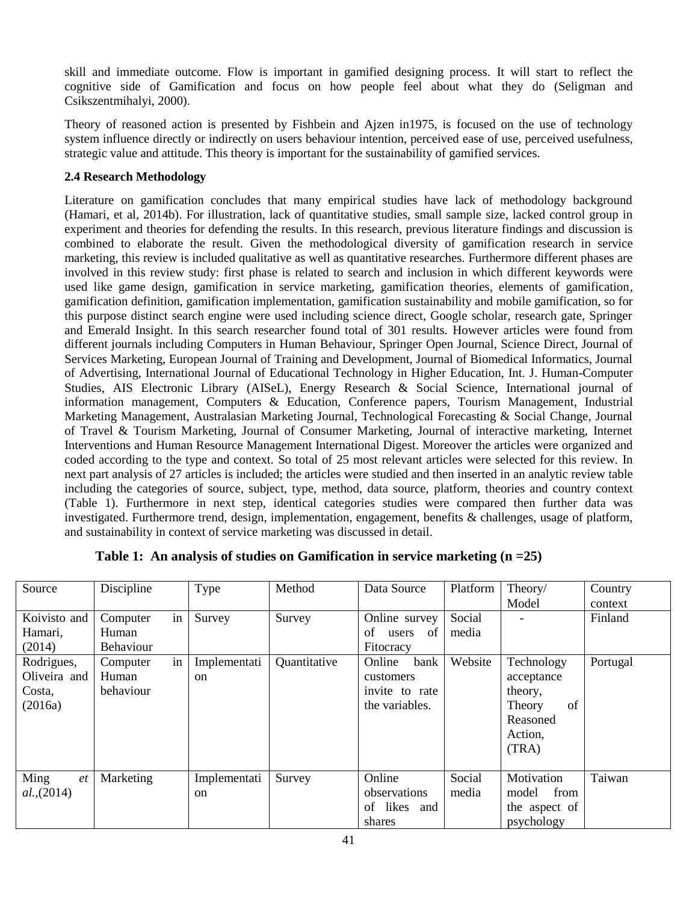skill and immediate outcome. Flow is important in gamified designing process. It will start to reflect the cognitive side of Gamification and focus on how people feel about what they do (Seligman and Csikszentmihalyi, 2000).

Theory of reasoned action is presented by Fishbein and Ajzen in1975, is focused on the use of technology system influence directly or indirectly on users behaviour intention, perceived ease of use, perceived usefulness, strategic value and attitude. This theory is important for the sustainability of gamified services.

**2.4 Research Methodology**

Literature on gamification concludes that many empirical studies have lack of methodology background (Hamari, et al, 2014b). For illustration, lack of quantitative studies, small sample size, lacked control group in experiment and theories for defending the results. In this research, previous literature findings and discussion is combined to elaborate the result. Given the methodological diversity of gamification research in service marketing, this review is included qualitative as well as quantitative researches. Furthermore different phases are involved in this review study: first phase is related to search and inclusion in which different keywords were used like game design, gamification in service marketing, gamification theories, elements of gamification, gamification definition, gamification implementation, gamification sustainability and mobile gamification, so for this purpose distinct search engine were used including science direct, Google scholar, research gate, Springer and Emerald Insight. In this search researcher found total of 301 results. However articles were found from different journals including Computers in Human Behaviour, Springer Open Journal, Science Direct, Journal of Services Marketing, European Journal of Training and Development, Journal of Biomedical Informatics, Journal of Advertising, International Journal of Educational Technology in Higher Education, Int. J. Human-Computer Studies, AIS Electronic Library (AISeL), Energy Research & Social Science, International journal of information management, Computers & Education, Conference papers, Tourism Management, Industrial Marketing Management, Australasian Marketing Journal, Technological Forecasting & Social Change, Journal of Travel & Tourism Marketing, Journal of Consumer Marketing, Journal of interactive marketing, Internet Interventions and Human Resource Management International Digest. Moreover the articles were organized and coded according to the type and context. So total of 25 most relevant articles were selected for this review. In next part analysis of 27 articles is included; the articles were studied and then inserted in an analytic review table including the categories of source, subject, type, method, data source, platform, theories and country context (Table 1). Furthermore in next step, identical categories studies were compared then further data was investigated. Furthermore trend, design, implementation, engagement, benefits & challenges, usage of platform, and sustainability in context of service marketing was discussed in detail.

**Table 1: An analysis of studies on Gamification in service marketing (n =25)**

| Source | Discipline | Type | Method | Data Source | Platform | Theory/ Model | Country context |
|---|---|---|---|---|---|---|---|
| Koivisto and Hamari, (2014) | Computer in Human Behaviour | Survey | Survey | Online survey of users of Fitocracy | Social media | - | Finland |
| Rodrigues, Oliveira and Costa, (2016a) | Computer in Human behaviour | Implementation | Quantitative | Online bank customers invite to rate the variables. | Website | Technology acceptance theory, Theory of Reasoned Action, (TRA) | Portugal |
| Ming *et al.*,(2014) | Marketing | Implementation | Survey | Online observations of likes and shares | Social media | Motivation model from the aspect of psychology | Taiwan |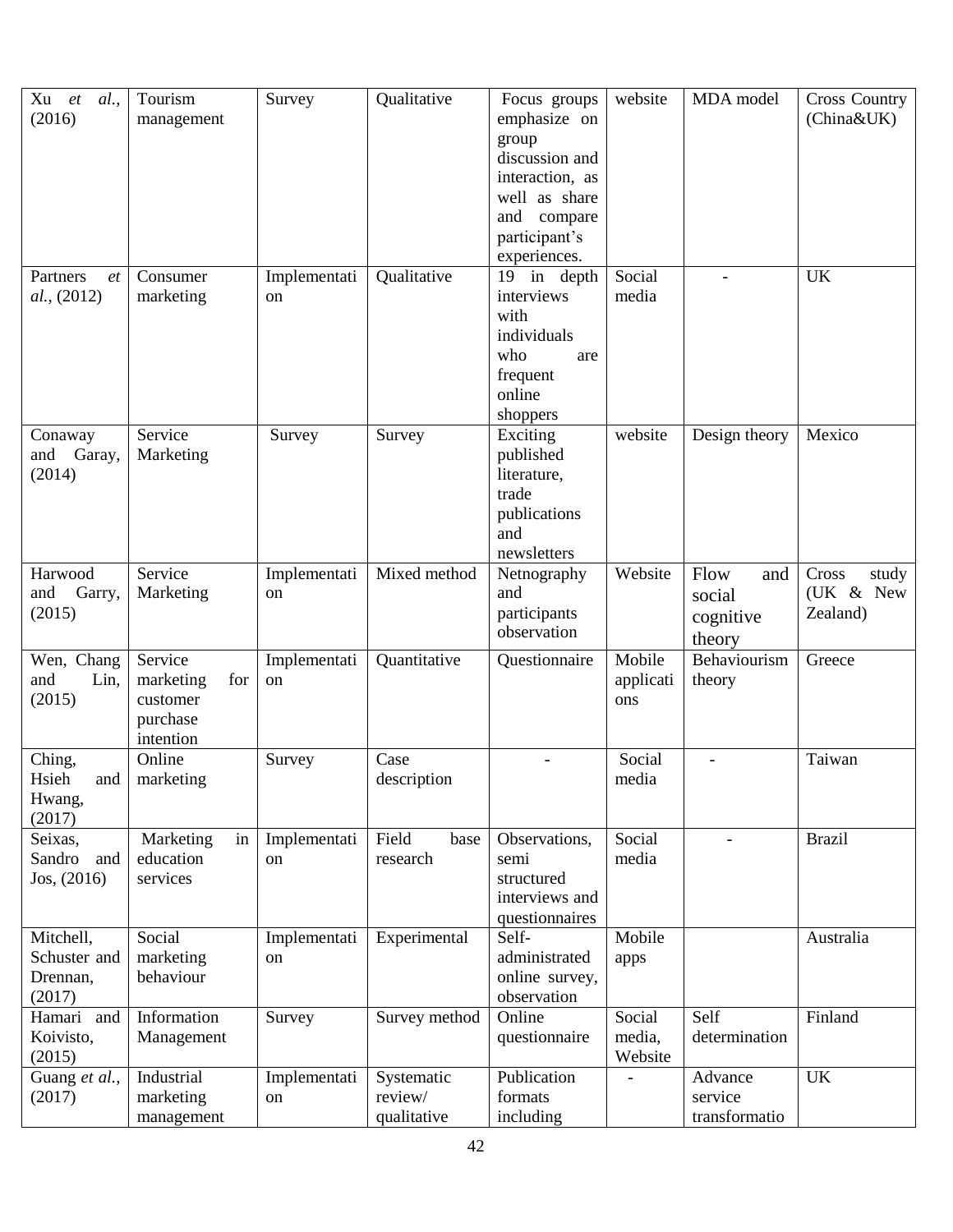| Xu *et al.*, (2016) | Tourism management | Survey | Qualitative | Focus groups emphasize on group discussion and interaction, as well as share and compare participant's experiences. | website | MDA model | Cross Country (China&UK) |
|---|---|---|---|---|---|---|---|
| Partners *et al.*, (2012) | Consumer marketing | Implementation | Qualitative | 19 in depth interviews with individuals who are frequent online shoppers | Social media | - | UK |
| Conaway and Garay, (2014) | Service Marketing | Survey | Survey | Exciting published literature, trade publications and newsletters | website | Design theory | Mexico |
| Harwood and Garry, (2015) | Service Marketing | Implementation | Mixed method | Netnography and participants observation | Website | Flow and social cognitive theory | Cross study (UK & New Zealand) |
| Wen, Chang and Lin, (2015) | Service marketing for customer purchase intention | Implementation | Quantitative | Questionnaire | Mobile applications | Behaviourism theory | Greece |
| Ching, Hsieh and Hwang, (2017) | Online marketing | Survey | Case description | - | Social media | - | Taiwan |
| Seixas, Sandro and Jos, (2016) | Marketing in education services | Implementation | Field base research | Observations, semi structured interviews and questionnaires | Social media | - | Brazil |
| Mitchell, Schuster and Drennan, (2017) | Social marketing behaviour | Implementation | Experimental | Self-administrated online survey, observation | Mobile apps | | Australia |
| Hamari and Koivisto, (2015) | Information Management | Survey | Survey method | Online questionnaire | Social media, Website | Self determination | Finland |
| Guang *et al.*, (2017) | Industrial marketing management | Implementation | Systematic review/ qualitative | Publication formats including | - | Advance service transformatio | UK |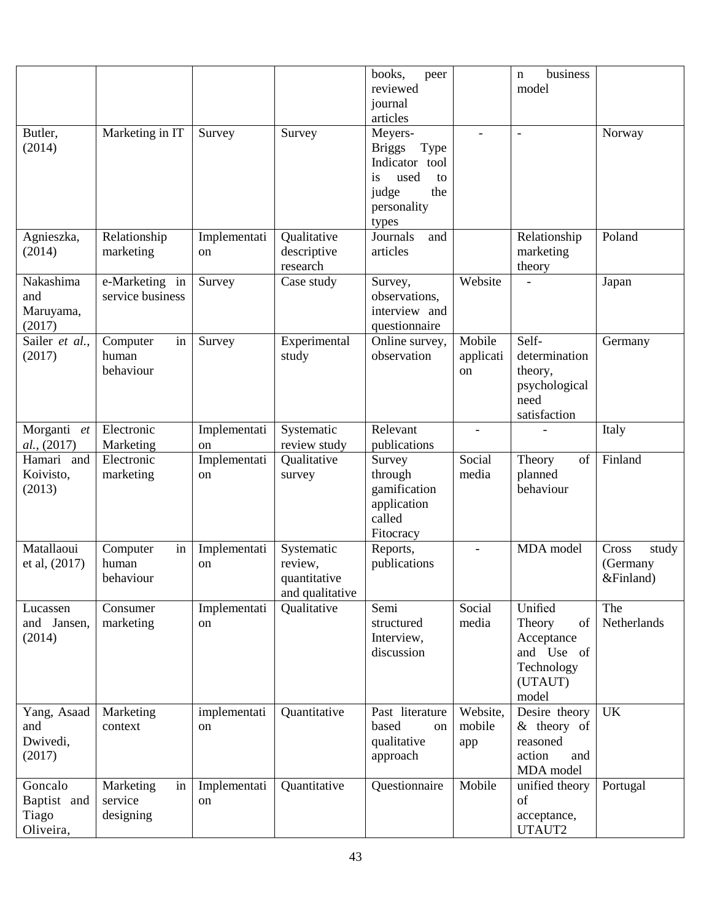| | | | | books, peer reviewed journal articles | | n business model | |
|---|---|---|---|---|---|---|---|
| Butler, (2014) | Marketing in IT | Survey | Survey | Meyers-Briggs Type Indicator tool is used to judge the personality types | - | - | Norway |
| Agnieszka, (2014) | Relationship marketing | Implementation | Qualitative descriptive research | Journals and articles | | Relationship marketing theory | Poland |
| Nakashima and Maruyama, (2017) | e-Marketing in service business | Survey | Case study | Survey, observations, interview and questionnaire | Website | - | Japan |
| Sailer *et al.*, (2017) | Computer in human behaviour | Survey | Experimental study | Online survey, observation | Mobile application | Self-determination theory, psychological need satisfaction | Germany |
| Morganti *et al.*, (2017) | Electronic Marketing | Implementation | Systematic review study | Relevant publications | - | - | Italy |
| Hamari and Koivisto, (2013) | Electronic marketing | Implementation | Qualitative survey | Survey through gamification application called Fitocracy | Social media | Theory of planned behaviour | Finland |
| Matallaoui et al, (2017) | Computer in human behaviour | Implementation | Systematic review, quantitative and qualitative | Reports, publications | - | MDA model | Cross study (Germany &Finland) |
| Lucassen and Jansen, (2014) | Consumer marketing | Implementation | Qualitative | Semi structured Interview, discussion | Social media | Unified Theory of Acceptance and Use of Technology (UTAUT) model | The Netherlands |
| Yang, Asaad and Dwivedi, (2017) | Marketing context | implementation | Quantitative | Past literature based on qualitative approach | Website, mobile app | Desire theory & theory of reasoned action and MDA model | UK |
| Goncalo Baptist and Tiago Oliveira, | Marketing in service designing | Implementation | Quantitative | Questionnaire | Mobile | unified theory of acceptance, UTAUT2 | Portugal |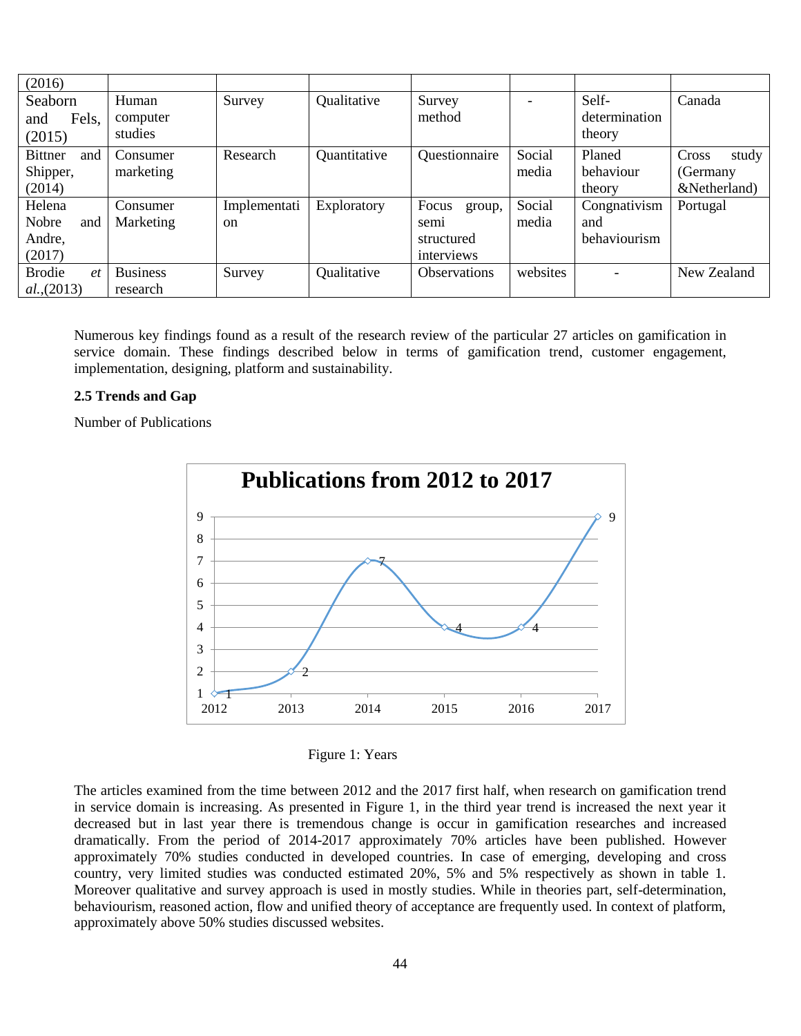| (2016) | | | | | | | |
|---|---|---|---|---|---|---|---|
| Seaborn and Fels, (2015) | Human computer studies | Survey | Qualitative | Survey method | - | Self-determination theory | Canada |
| Bittner and Shipper, (2014) | Consumer marketing | Research | Quantitative | Questionnaire | Social media | Planed behaviour theory | Cross study (Germany &Netherland) |
| Helena Nobre and Andre, (2017) | Consumer Marketing | Implementation | Exploratory | Focus group, semi structured interviews | Social media | Congnativism and behaviourism | Portugal |
| Brodie *et al.*,(2013) | Business research | Survey | Qualitative | Observations | websites | - | New Zealand |

Numerous key findings found as a result of the research review of the particular 27 articles on gamification in service domain. These findings described below in terms of gamification trend, customer engagement, implementation, designing, platform and sustainability.

**2.5 Trends and Gap**

Number of Publications

**Publications from 2012 to 2017**

Figure 1: Years

The articles examined from the time between 2012 and the 2017 first half, when research on gamification trend in service domain is increasing. As presented in Figure 1, in the third year trend is increased the next year it decreased but in last year there is tremendous change is occur in gamification researches and increased dramatically. From the period of 2014-2017 approximately 70% articles have been published. However approximately 70% studies conducted in developed countries. In case of emerging, developing and cross country, very limited studies was conducted estimated 20%, 5% and 5% respectively as shown in table 1. Moreover qualitative and survey approach is used in mostly studies. While in theories part, self-determination, behaviourism, reasoned action, flow and unified theory of acceptance are frequently used. In context of platform, approximately above 50% studies discussed websites.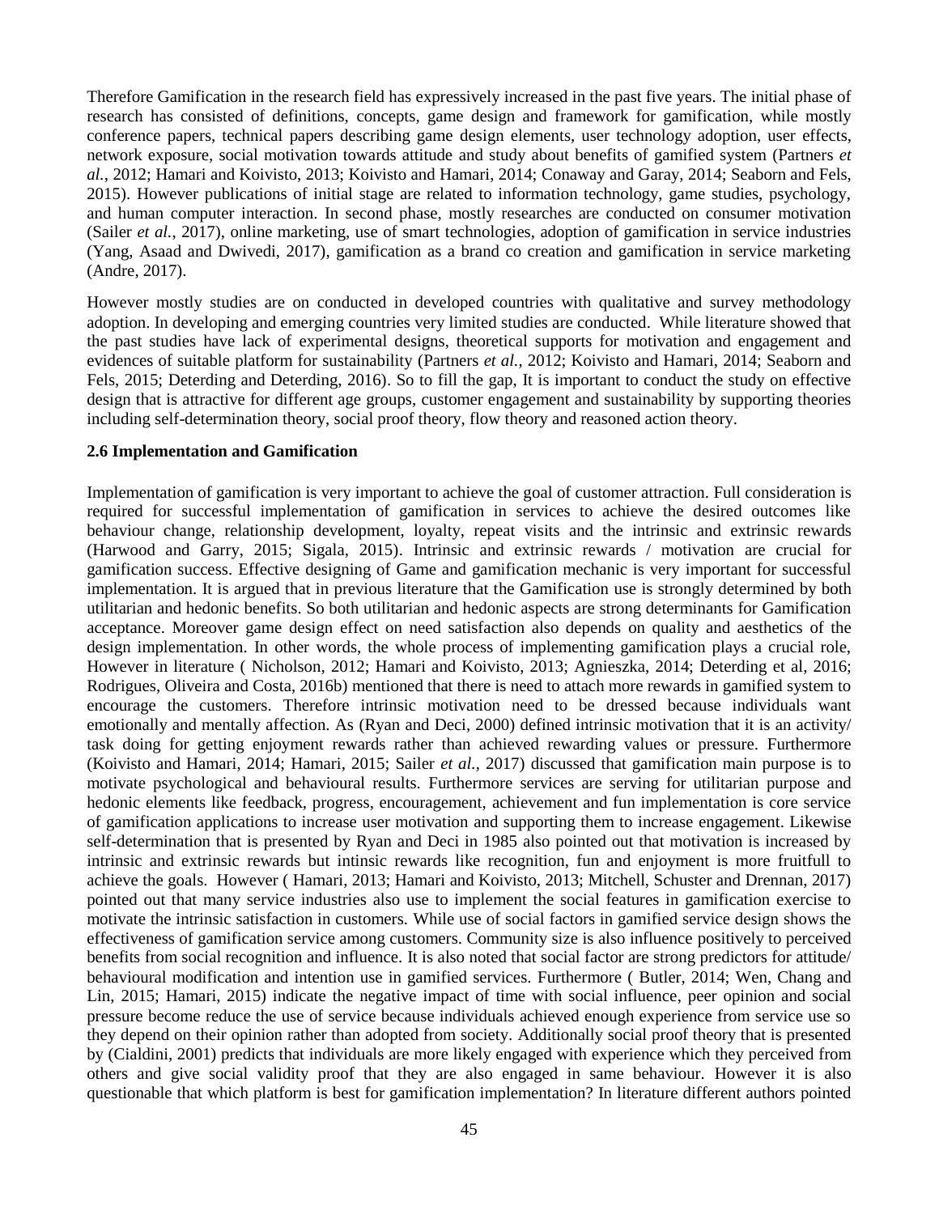Therefore Gamification in the research field has expressively increased in the past five years. The initial phase of research has consisted of definitions, concepts, game design and framework for gamification, while mostly conference papers, technical papers describing game design elements, user technology adoption, user effects, network exposure, social motivation towards attitude and study about benefits of gamified system (Partners *et al.*, 2012; Hamari and Koivisto, 2013; Koivisto and Hamari, 2014; Conaway and Garay, 2014; Seaborn and Fels, 2015). However publications of initial stage are related to information technology, game studies, psychology, and human computer interaction. In second phase, mostly researches are conducted on consumer motivation (Sailer *et al.*, 2017), online marketing, use of smart technologies, adoption of gamification in service industries (Yang, Asaad and Dwivedi, 2017), gamification as a brand co creation and gamification in service marketing (Andre, 2017).

However mostly studies are on conducted in developed countries with qualitative and survey methodology adoption. In developing and emerging countries very limited studies are conducted. While literature showed that the past studies have lack of experimental designs, theoretical supports for motivation and engagement and evidences of suitable platform for sustainability (Partners *et al.*, 2012; Koivisto and Hamari, 2014; Seaborn and Fels, 2015; Deterding and Deterding, 2016). So to fill the gap, It is important to conduct the study on effective design that is attractive for different age groups, customer engagement and sustainability by supporting theories including self-determination theory, social proof theory, flow theory and reasoned action theory.

**2.6 Implementation and Gamification**

Implementation of gamification is very important to achieve the goal of customer attraction. Full consideration is required for successful implementation of gamification in services to achieve the desired outcomes like behaviour change, relationship development, loyalty, repeat visits and the intrinsic and extrinsic rewards (Harwood and Garry, 2015; Sigala, 2015). Intrinsic and extrinsic rewards / motivation are crucial for gamification success. Effective designing of Game and gamification mechanic is very important for successful implementation. It is argued that in previous literature that the Gamification use is strongly determined by both utilitarian and hedonic benefits. So both utilitarian and hedonic aspects are strong determinants for Gamification acceptance. Moreover game design effect on need satisfaction also depends on quality and aesthetics of the design implementation. In other words, the whole process of implementing gamification plays a crucial role, However in literature ( Nicholson, 2012; Hamari and Koivisto, 2013; Agnieszka, 2014; Deterding et al, 2016; Rodrigues, Oliveira and Costa, 2016b) mentioned that there is need to attach more rewards in gamified system to encourage the customers. Therefore intrinsic motivation need to be dressed because individuals want emotionally and mentally affection. As (Ryan and Deci, 2000) defined intrinsic motivation that it is an activity/ task doing for getting enjoyment rewards rather than achieved rewarding values or pressure. Furthermore (Koivisto and Hamari, 2014; Hamari, 2015; Sailer *et al.*, 2017) discussed that gamification main purpose is to motivate psychological and behavioural results. Furthermore services are serving for utilitarian purpose and hedonic elements like feedback, progress, encouragement, achievement and fun implementation is core service of gamification applications to increase user motivation and supporting them to increase engagement. Likewise self-determination that is presented by Ryan and Deci in 1985 also pointed out that motivation is increased by intrinsic and extrinsic rewards but intinsic rewards like recognition, fun and enjoyment is more fruitfull to achieve the goals. However ( Hamari, 2013; Hamari and Koivisto, 2013; Mitchell, Schuster and Drennan, 2017) pointed out that many service industries also use to implement the social features in gamification exercise to motivate the intrinsic satisfaction in customers. While use of social factors in gamified service design shows the effectiveness of gamification service among customers. Community size is also influence positively to perceived benefits from social recognition and influence. It is also noted that social factor are strong predictors for attitude/ behavioural modification and intention use in gamified services. Furthermore ( Butler, 2014; Wen, Chang and Lin, 2015; Hamari, 2015) indicate the negative impact of time with social influence, peer opinion and social pressure become reduce the use of service because individuals achieved enough experience from service use so they depend on their opinion rather than adopted from society. Additionally social proof theory that is presented by (Cialdini, 2001) predicts that individuals are more likely engaged with experience which they perceived from others and give social validity proof that they are also engaged in same behaviour. However it is also questionable that which platform is best for gamification implementation? In literature different authors pointed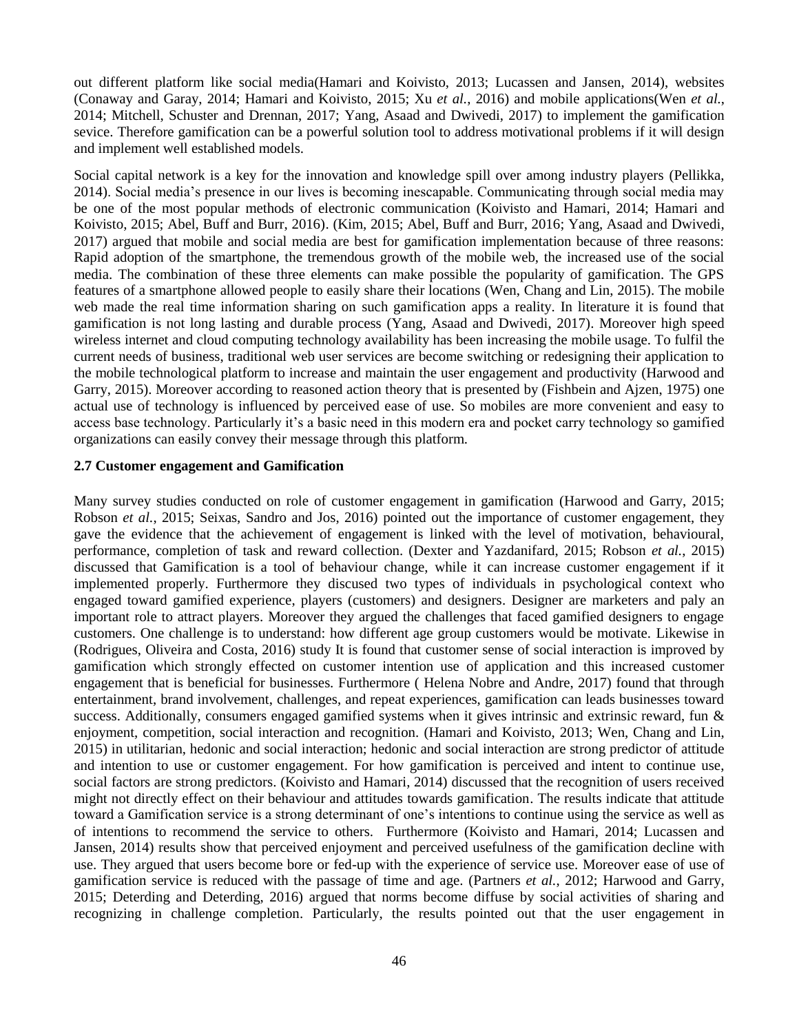out different platform like social media(Hamari and Koivisto, 2013; Lucassen and Jansen, 2014), websites (Conaway and Garay, 2014; Hamari and Koivisto, 2015; Xu *et al.*, 2016) and mobile applications(Wen *et al.*, 2014; Mitchell, Schuster and Drennan, 2017; Yang, Asaad and Dwivedi, 2017) to implement the gamification sevice. Therefore gamification can be a powerful solution tool to address motivational problems if it will design and implement well established models.

Social capital network is a key for the innovation and knowledge spill over among industry players (Pellikka, 2014). Social media's presence in our lives is becoming inescapable. Communicating through social media may be one of the most popular methods of electronic communication (Koivisto and Hamari, 2014; Hamari and Koivisto, 2015; Abel, Buff and Burr, 2016). (Kim, 2015; Abel, Buff and Burr, 2016; Yang, Asaad and Dwivedi, 2017) argued that mobile and social media are best for gamification implementation because of three reasons: Rapid adoption of the smartphone, the tremendous growth of the mobile web, the increased use of the social media. The combination of these three elements can make possible the popularity of gamification. The GPS features of a smartphone allowed people to easily share their locations (Wen, Chang and Lin, 2015). The mobile web made the real time information sharing on such gamification apps a reality. In literature it is found that gamification is not long lasting and durable process (Yang, Asaad and Dwivedi, 2017). Moreover high speed wireless internet and cloud computing technology availability has been increasing the mobile usage. To fulfil the current needs of business, traditional web user services are become switching or redesigning their application to the mobile technological platform to increase and maintain the user engagement and productivity (Harwood and Garry, 2015). Moreover according to reasoned action theory that is presented by (Fishbein and Ajzen, 1975) one actual use of technology is influenced by perceived ease of use. So mobiles are more convenient and easy to access base technology. Particularly it's a basic need in this modern era and pocket carry technology so gamified organizations can easily convey their message through this platform.

### 2.7 Customer engagement and Gamification

Many survey studies conducted on role of customer engagement in gamification (Harwood and Garry, 2015; Robson *et al.*, 2015; Seixas, Sandro and Jos, 2016) pointed out the importance of customer engagement, they gave the evidence that the achievement of engagement is linked with the level of motivation, behavioural, performance, completion of task and reward collection. (Dexter and Yazdanifard, 2015; Robson *et al.*, 2015) discussed that Gamification is a tool of behaviour change, while it can increase customer engagement if it implemented properly. Furthermore they discussed two types of individuals in psychological context who engaged toward gamified experience, players (customers) and designers. Designer are marketers and paly an important role to attract players. Moreover they argued the challenges that faced gamified designers to engage customers. One challenge is to understand: how different age group customers would be motivate. Likewise in (Rodrigues, Oliveira and Costa, 2016) study It is found that customer sense of social interaction is improved by gamification which strongly effected on customer intention use of application and this increased customer engagement that is beneficial for businesses. Furthermore ( Helena Nobre and Andre, 2017) found that through entertainment, brand involvement, challenges, and repeat experiences, gamification can leads businesses toward success. Additionally, consumers engaged gamified systems when it gives intrinsic and extrinsic reward, fun & enjoyment, competition, social interaction and recognition. (Hamari and Koivisto, 2013; Wen, Chang and Lin, 2015) in utilitarian, hedonic and social interaction; hedonic and social interaction are strong predictor of attitude and intention to use or customer engagement. For how gamification is perceived and intent to continue use, social factors are strong predictors. (Koivisto and Hamari, 2014) discussed that the recognition of users received might not directly effect on their behaviour and attitudes towards gamification. The results indicate that attitude toward a Gamification service is a strong determinant of one's intentions to continue using the service as well as of intentions to recommend the service to others. Furthermore (Koivisto and Hamari, 2014; Lucassen and Jansen, 2014) results show that perceived enjoyment and perceived usefulness of the gamification decline with use. They argued that users become bore or fed-up with the experience of service use. Moreover ease of use of gamification service is reduced with the passage of time and age. (Partners *et al.*, 2012; Harwood and Garry, 2015; Deterding and Deterding, 2016) argued that norms become diffuse by social activities of sharing and recognizing in challenge completion. Particularly, the results pointed out that the user engagement in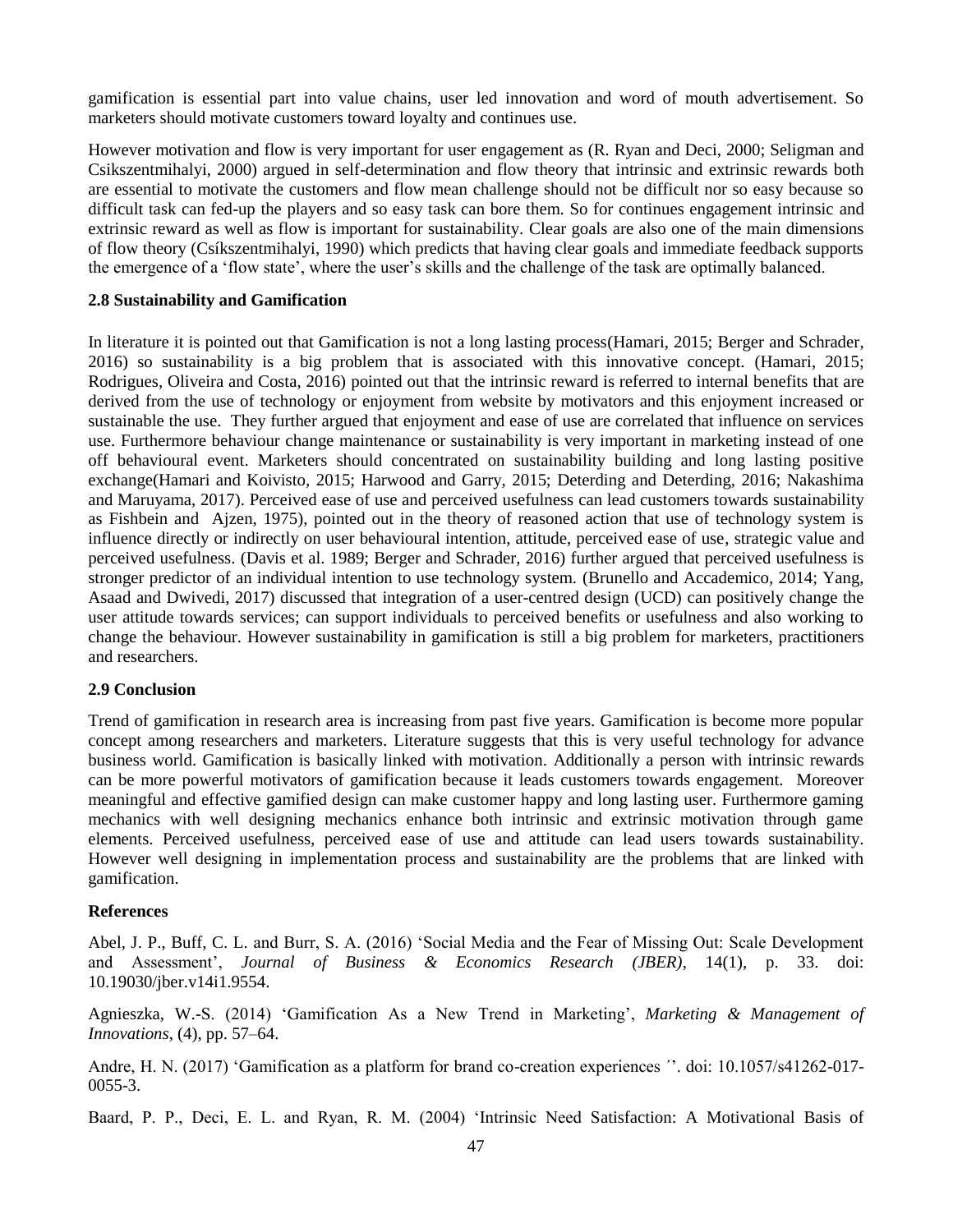gamification is essential part into value chains, user led innovation and word of mouth advertisement. So marketers should motivate customers toward loyalty and continues use.

However motivation and flow is very important for user engagement as (R. Ryan and Deci, 2000; Seligman and Csikszentmihalyi, 2000) argued in self-determination and flow theory that intrinsic and extrinsic rewards both are essential to motivate the customers and flow mean challenge should not be difficult nor so easy because so difficult task can fed-up the players and so easy task can bore them. So for continues engagement intrinsic and extrinsic reward as well as flow is important for sustainability. Clear goals are also one of the main dimensions of flow theory (Csíkszentmihalyi, 1990) which predicts that having clear goals and immediate feedback supports the emergence of a 'flow state', where the user's skills and the challenge of the task are optimally balanced.

### 2.8 Sustainability and Gamification

In literature it is pointed out that Gamification is not a long lasting process(Hamari, 2015; Berger and Schrader, 2016) so sustainability is a big problem that is associated with this innovative concept. (Hamari, 2015; Rodrigues, Oliveira and Costa, 2016) pointed out that the intrinsic reward is referred to internal benefits that are derived from the use of technology or enjoyment from website by motivators and this enjoyment increased or sustainable the use. They further argued that enjoyment and ease of use are correlated that influence on services use. Furthermore behaviour change maintenance or sustainability is very important in marketing instead of one off behavioural event. Marketers should concentrated on sustainability building and long lasting positive exchange(Hamari and Koivisto, 2015; Harwood and Garry, 2015; Deterding and Deterding, 2016; Nakashima and Maruyama, 2017). Perceived ease of use and perceived usefulness can lead customers towards sustainability as Fishbein and Ajzen, 1975), pointed out in the theory of reasoned action that use of technology system is influence directly or indirectly on user behavioural intention, attitude, perceived ease of use, strategic value and perceived usefulness. (Davis et al. 1989; Berger and Schrader, 2016) further argued that perceived usefulness is stronger predictor of an individual intention to use technology system. (Brunello and Accademico, 2014; Yang, Asaad and Dwivedi, 2017) discussed that integration of a user-centred design (UCD) can positively change the user attitude towards services; can support individuals to perceived benefits or usefulness and also working to change the behaviour. However sustainability in gamification is still a big problem for marketers, practitioners and researchers.

### 2.9 Conclusion

Trend of gamification in research area is increasing from past five years. Gamification is become more popular concept among researchers and marketers. Literature suggests that this is very useful technology for advance business world. Gamification is basically linked with motivation. Additionally a person with intrinsic rewards can be more powerful motivators of gamification because it leads customers towards engagement. Moreover meaningful and effective gamified design can make customer happy and long lasting user. Furthermore gaming mechanics with well designing mechanics enhance both intrinsic and extrinsic motivation through game elements. Perceived usefulness, perceived ease of use and attitude can lead users towards sustainability. However well designing in implementation process and sustainability are the problems that are linked with gamification.

### References

Abel, J. P., Buff, C. L. and Burr, S. A. (2016) 'Social Media and the Fear of Missing Out: Scale Development and Assessment', *Journal of Business & Economics Research (JBER)*, 14(1), p. 33. doi: 10.19030/jber.v14i1.9554.

Agnieszka, W.-S. (2014) 'Gamification As a New Trend in Marketing', *Marketing & Management of Innovations*, (4), pp. 57–64.

Andre, H. N. (2017) 'Gamification as a platform for brand co-creation experiences ´'. doi: 10.1057/s41262-017-0055-3.

Baard, P. P., Deci, E. L. and Ryan, R. M. (2004) 'Intrinsic Need Satisfaction: A Motivational Basis of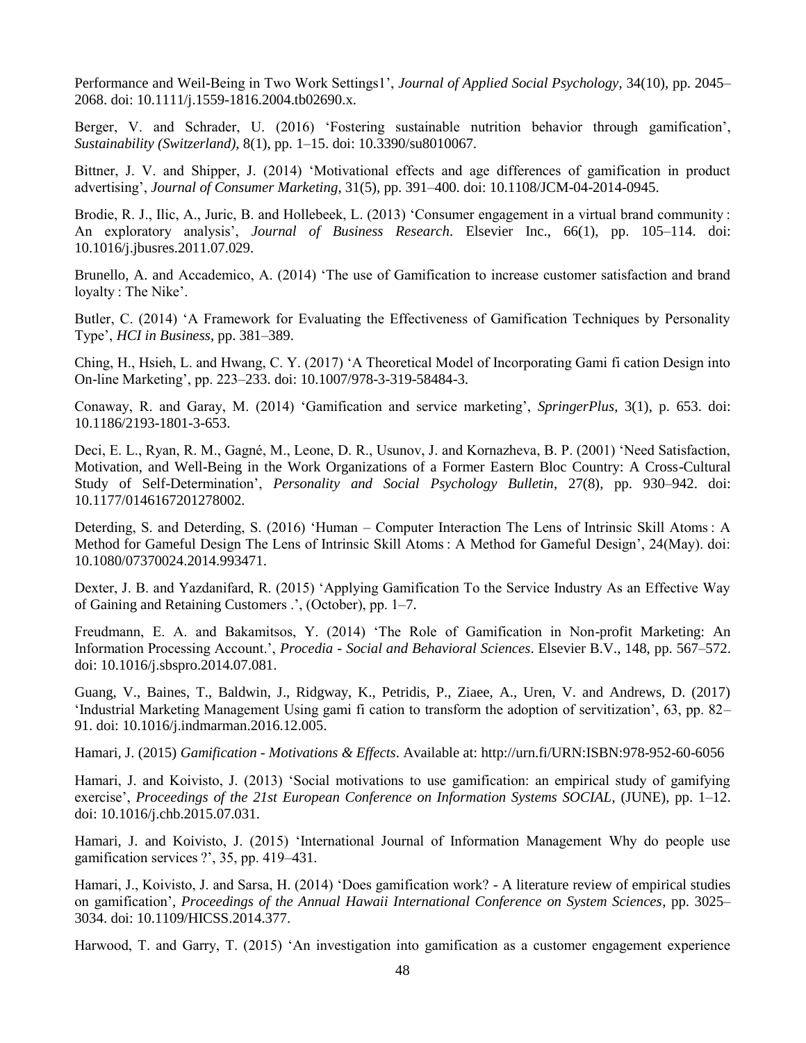Performance and Weil-Being in Two Work Settings1', *Journal of Applied Social Psychology*, 34(10), pp. 2045–2068. doi: 10.1111/j.1559-1816.2004.tb02690.x.

Berger, V. and Schrader, U. (2016) 'Fostering sustainable nutrition behavior through gamification', *Sustainability (Switzerland)*, 8(1), pp. 1–15. doi: 10.3390/su8010067.

Bittner, J. V. and Shipper, J. (2014) 'Motivational effects and age differences of gamification in product advertising', *Journal of Consumer Marketing*, 31(5), pp. 391–400. doi: 10.1108/JCM-04-2014-0945.

Brodie, R. J., Ilic, A., Juric, B. and Hollebeek, L. (2013) 'Consumer engagement in a virtual brand community : An exploratory analysis', *Journal of Business Research*. Elsevier Inc., 66(1), pp. 105–114. doi: 10.1016/j.jbusres.2011.07.029.

Brunello, A. and Accademico, A. (2014) 'The use of Gamification to increase customer satisfaction and brand loyalty : The Nike'.

Butler, C. (2014) 'A Framework for Evaluating the Effectiveness of Gamification Techniques by Personality Type', *HCI in Business*, pp. 381–389.

Ching, H., Hsieh, L. and Hwang, C. Y. (2017) 'A Theoretical Model of Incorporating Gami fi cation Design into On-line Marketing', pp. 223–233. doi: 10.1007/978-3-319-58484-3.

Conaway, R. and Garay, M. (2014) 'Gamification and service marketing', *SpringerPlus*, 3(1), p. 653. doi: 10.1186/2193-1801-3-653.

Deci, E. L., Ryan, R. M., Gagné, M., Leone, D. R., Usunov, J. and Kornazheva, B. P. (2001) 'Need Satisfaction, Motivation, and Well-Being in the Work Organizations of a Former Eastern Bloc Country: A Cross-Cultural Study of Self-Determination', *Personality and Social Psychology Bulletin*, 27(8), pp. 930–942. doi: 10.1177/0146167201278002.

Deterding, S. and Deterding, S. (2016) 'Human – Computer Interaction The Lens of Intrinsic Skill Atoms : A Method for Gameful Design The Lens of Intrinsic Skill Atoms : A Method for Gameful Design', 24(May). doi: 10.1080/07370024.2014.993471.

Dexter, J. B. and Yazdanifard, R. (2015) 'Applying Gamification To the Service Industry As an Effective Way of Gaining and Retaining Customers .', (October), pp. 1–7.

Freudmann, E. A. and Bakamitsos, Y. (2014) 'The Role of Gamification in Non-profit Marketing: An Information Processing Account.', *Procedia - Social and Behavioral Sciences*. Elsevier B.V., 148, pp. 567–572. doi: 10.1016/j.sbspro.2014.07.081.

Guang, V., Baines, T., Baldwin, J., Ridgway, K., Petridis, P., Ziaee, A., Uren, V. and Andrews, D. (2017) 'Industrial Marketing Management Using gami fi cation to transform the adoption of servitization', 63, pp. 82–91. doi: 10.1016/j.indmarman.2016.12.005.

Hamari, J. (2015) *Gamification - Motivations & Effects*. Available at: http://urn.fi/URN:ISBN:978-952-60-6056

Hamari, J. and Koivisto, J. (2013) 'Social motivations to use gamification: an empirical study of gamifying exercise', *Proceedings of the 21st European Conference on Information Systems SOCIAL*, (JUNE), pp. 1–12. doi: 10.1016/j.chb.2015.07.031.

Hamari, J. and Koivisto, J. (2015) 'International Journal of Information Management Why do people use gamification services ?', 35, pp. 419–431.

Hamari, J., Koivisto, J. and Sarsa, H. (2014) 'Does gamification work? - A literature review of empirical studies on gamification', *Proceedings of the Annual Hawaii International Conference on System Sciences*, pp. 3025–3034. doi: 10.1109/HICSS.2014.377.

Harwood, T. and Garry, T. (2015) 'An investigation into gamification as a customer engagement experience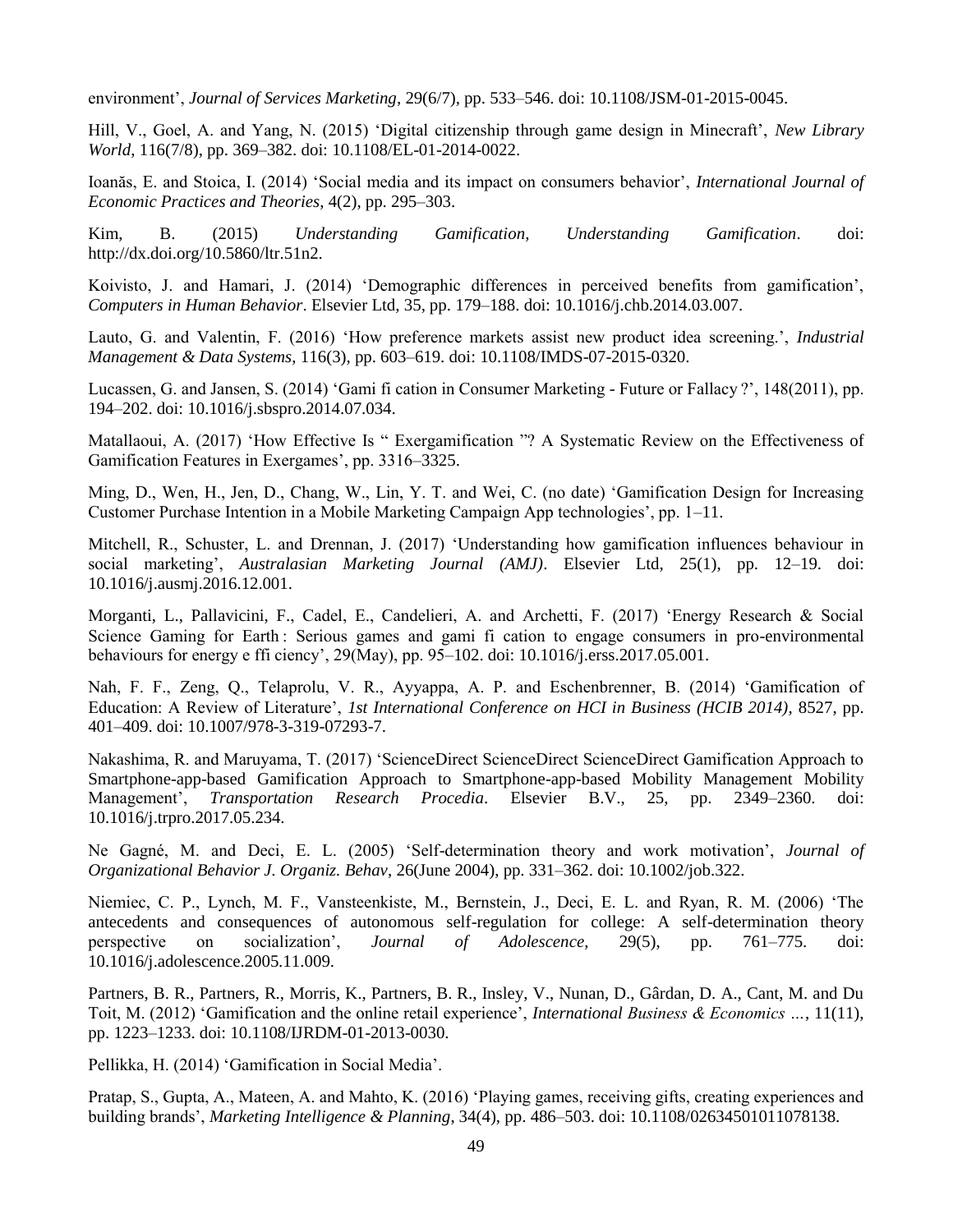environment', *Journal of Services Marketing*, 29(6/7), pp. 533–546. doi: 10.1108/JSM-01-2015-0045.

Hill, V., Goel, A. and Yang, N. (2015) 'Digital citizenship through game design in Minecraft', *New Library World*, 116(7/8), pp. 369–382. doi: 10.1108/EL-01-2014-0022.

Ioanăs, E. and Stoica, I. (2014) 'Social media and its impact on consumers behavior', *International Journal of Economic Practices and Theories*, 4(2), pp. 295–303.

Kim, B. (2015) *Understanding Gamification*, *Understanding Gamification*. doi: http://dx.doi.org/10.5860/ltr.51n2.

Koivisto, J. and Hamari, J. (2014) 'Demographic differences in perceived benefits from gamification', *Computers in Human Behavior*. Elsevier Ltd, 35, pp. 179–188. doi: 10.1016/j.chb.2014.03.007.

Lauto, G. and Valentin, F. (2016) 'How preference markets assist new product idea screening.', *Industrial Management & Data Systems*, 116(3), pp. 603–619. doi: 10.1108/IMDS-07-2015-0320.

Lucassen, G. and Jansen, S. (2014) 'Gami fi cation in Consumer Marketing - Future or Fallacy ?', 148(2011), pp. 194–202. doi: 10.1016/j.sbspro.2014.07.034.

Matallaoui, A. (2017) 'How Effective Is " Exergamification "? A Systematic Review on the Effectiveness of Gamification Features in Exergames', pp. 3316–3325.

Ming, D., Wen, H., Jen, D., Chang, W., Lin, Y. T. and Wei, C. (no date) 'Gamification Design for Increasing Customer Purchase Intention in a Mobile Marketing Campaign App technologies', pp. 1–11.

Mitchell, R., Schuster, L. and Drennan, J. (2017) 'Understanding how gamification influences behaviour in social marketing', *Australasian Marketing Journal (AMJ)*. Elsevier Ltd, 25(1), pp. 12–19. doi: 10.1016/j.ausmj.2016.12.001.

Morganti, L., Pallavicini, F., Cadel, E., Candelieri, A. and Archetti, F. (2017) 'Energy Research & Social Science Gaming for Earth : Serious games and gami fi cation to engage consumers in pro-environmental behaviours for energy e ffi ciency', 29(May), pp. 95–102. doi: 10.1016/j.erss.2017.05.001.

Nah, F. F., Zeng, Q., Telaprolu, V. R., Ayyappa, A. P. and Eschenbrenner, B. (2014) 'Gamification of Education: A Review of Literature', *1st International Conference on HCI in Business (HCIB 2014)*, 8527, pp. 401–409. doi: 10.1007/978-3-319-07293-7.

Nakashima, R. and Maruyama, T. (2017) 'ScienceDirect ScienceDirect ScienceDirect Gamification Approach to Smartphone-app-based Gamification Approach to Smartphone-app-based Mobility Management Mobility Management', *Transportation Research Procedia*. Elsevier B.V., 25, pp. 2349–2360. doi: 10.1016/j.trpro.2017.05.234.

Ne Gagné, M. and Deci, E. L. (2005) 'Self-determination theory and work motivation', *Journal of Organizational Behavior J. Organiz. Behav*, 26(June 2004), pp. 331–362. doi: 10.1002/job.322.

Niemiec, C. P., Lynch, M. F., Vansteenkiste, M., Bernstein, J., Deci, E. L. and Ryan, R. M. (2006) 'The antecedents and consequences of autonomous self-regulation for college: A self-determination theory perspective on socialization', *Journal of Adolescence*, 29(5), pp. 761–775. doi: 10.1016/j.adolescence.2005.11.009.

Partners, B. R., Partners, R., Morris, K., Partners, B. R., Insley, V., Nunan, D., Gârdan, D. A., Cant, M. and Du Toit, M. (2012) 'Gamification and the online retail experience', *International Business & Economics …*, 11(11), pp. 1223–1233. doi: 10.1108/IJRDM-01-2013-0030.

Pellikka, H. (2014) 'Gamification in Social Media'.

Pratap, S., Gupta, A., Mateen, A. and Mahto, K. (2016) 'Playing games, receiving gifts, creating experiences and building brands', *Marketing Intelligence & Planning*, 34(4), pp. 486–503. doi: 10.1108/02634501011078138.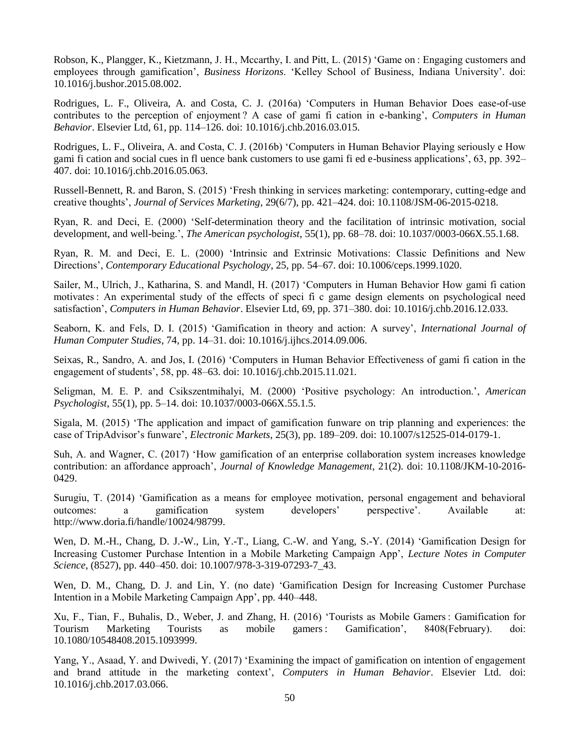Robson, K., Plangger, K., Kietzmann, J. H., Mccarthy, I. and Pitt, L. (2015) 'Game on : Engaging customers and employees through gamification', *Business Horizons*. 'Kelley School of Business, Indiana University'. doi: 10.1016/j.bushor.2015.08.002.

Rodrigues, L. F., Oliveira, A. and Costa, C. J. (2016a) 'Computers in Human Behavior Does ease-of-use contributes to the perception of enjoyment ? A case of gami fi cation in e-banking', *Computers in Human Behavior*. Elsevier Ltd, 61, pp. 114–126. doi: 10.1016/j.chb.2016.03.015.

Rodrigues, L. F., Oliveira, A. and Costa, C. J. (2016b) 'Computers in Human Behavior Playing seriously e How gami fi cation and social cues in fl uence bank customers to use gami fi ed e-business applications', 63, pp. 392–407. doi: 10.1016/j.chb.2016.05.063.

Russell-Bennett, R. and Baron, S. (2015) 'Fresh thinking in services marketing: contemporary, cutting-edge and creative thoughts', *Journal of Services Marketing*, 29(6/7), pp. 421–424. doi: 10.1108/JSM-06-2015-0218.

Ryan, R. and Deci, E. (2000) 'Self-determination theory and the facilitation of intrinsic motivation, social development, and well-being.', *The American psychologist*, 55(1), pp. 68–78. doi: 10.1037/0003-066X.55.1.68.

Ryan, R. M. and Deci, E. L. (2000) 'Intrinsic and Extrinsic Motivations: Classic Definitions and New Directions', *Contemporary Educational Psychology*, 25, pp. 54–67. doi: 10.1006/ceps.1999.1020.

Sailer, M., Ulrich, J., Katharina, S. and Mandl, H. (2017) 'Computers in Human Behavior How gami fi cation motivates : An experimental study of the effects of speci fi c game design elements on psychological need satisfaction', *Computers in Human Behavior*. Elsevier Ltd, 69, pp. 371–380. doi: 10.1016/j.chb.2016.12.033.

Seaborn, K. and Fels, D. I. (2015) 'Gamification in theory and action: A survey', *International Journal of Human Computer Studies*, 74, pp. 14–31. doi: 10.1016/j.ijhcs.2014.09.006.

Seixas, R., Sandro, A. and Jos, I. (2016) 'Computers in Human Behavior Effectiveness of gami fi cation in the engagement of students', 58, pp. 48–63. doi: 10.1016/j.chb.2015.11.021.

Seligman, M. E. P. and Csikszentmihalyi, M. (2000) 'Positive psychology: An introduction.', *American Psychologist*, 55(1), pp. 5–14. doi: 10.1037/0003-066X.55.1.5.

Sigala, M. (2015) 'The application and impact of gamification funware on trip planning and experiences: the case of TripAdvisor's funware', *Electronic Markets*, 25(3), pp. 189–209. doi: 10.1007/s12525-014-0179-1.

Suh, A. and Wagner, C. (2017) 'How gamification of an enterprise collaboration system increases knowledge contribution: an affordance approach', *Journal of Knowledge Management*, 21(2). doi: 10.1108/JKM-10-2016-0429.

Surugiu, T. (2014) 'Gamification as a means for employee motivation, personal engagement and behavioral outcomes: a gamification system developers' perspective'. Available at: http://www.doria.fi/handle/10024/98799.

Wen, D. M.-H., Chang, D. J.-W., Lin, Y.-T., Liang, C.-W. and Yang, S.-Y. (2014) 'Gamification Design for Increasing Customer Purchase Intention in a Mobile Marketing Campaign App', *Lecture Notes in Computer Science*, (8527), pp. 440–450. doi: 10.1007/978-3-319-07293-7_43.

Wen, D. M., Chang, D. J. and Lin, Y. (no date) 'Gamification Design for Increasing Customer Purchase Intention in a Mobile Marketing Campaign App', pp. 440–448.

Xu, F., Tian, F., Buhalis, D., Weber, J. and Zhang, H. (2016) 'Tourists as Mobile Gamers : Gamification for Tourism Marketing Tourists as mobile gamers : Gamification', 8408(February). doi: 10.1080/10548408.2015.1093999.

Yang, Y., Asaad, Y. and Dwivedi, Y. (2017) 'Examining the impact of gamification on intention of engagement and brand attitude in the marketing context', *Computers in Human Behavior*. Elsevier Ltd. doi: 10.1016/j.chb.2017.03.066.